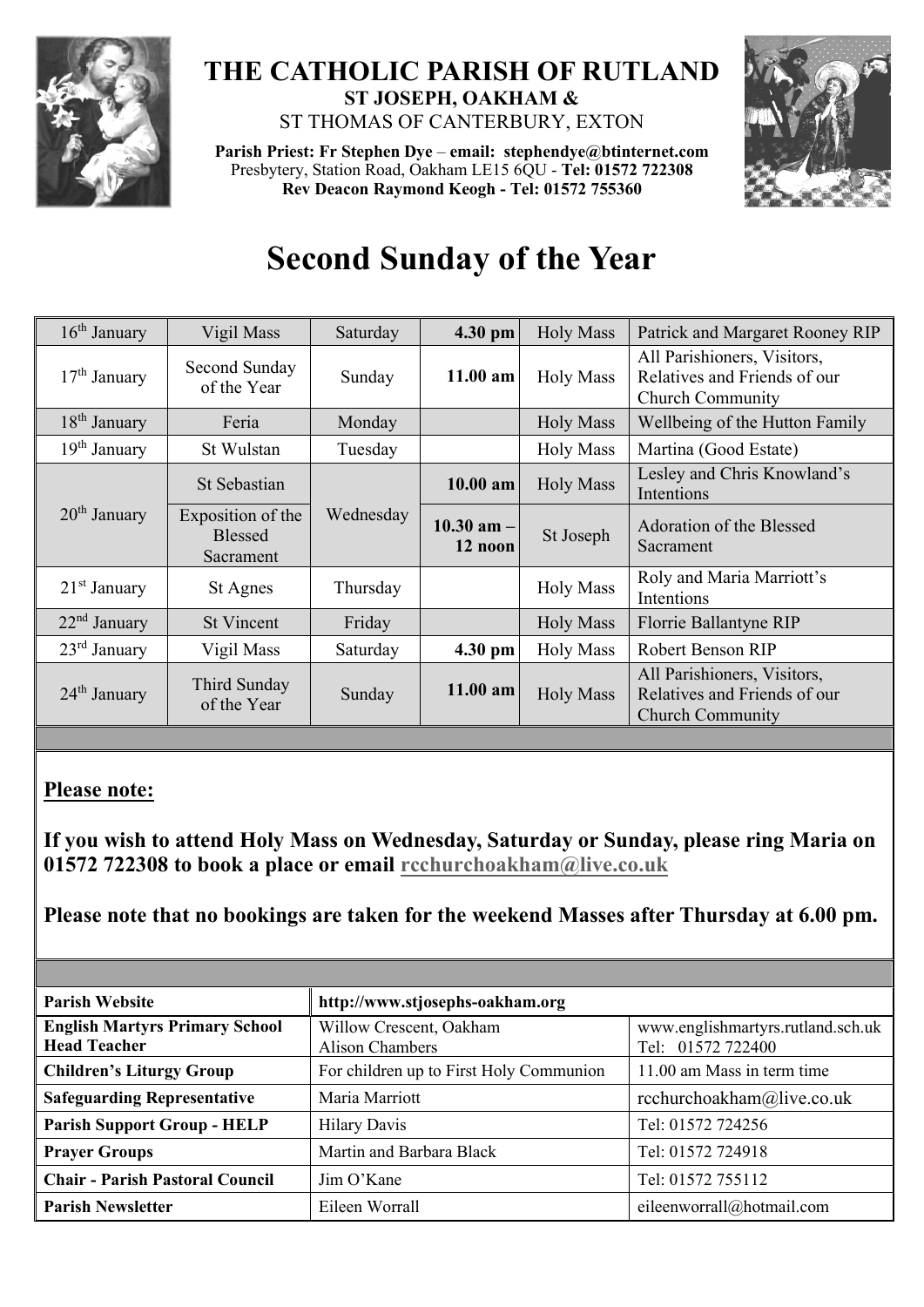# THE CATHOLIC PARISH OF RUTLAND

**ST JOSEPH, OAKHAM &**

ST THOMAS OF CANTERBURY, EXTON

**Parish Priest: Fr Stephen Dye** – **email: stephendye@btinternet.com**
Presbytery, Station Road, Oakham LE15 6QU - **Tel: 01572 722308**
**Rev Deacon Raymond Keogh - Tel: 01572 755360**

# Second Sunday of the Year

| | | | | | |
|---|---|---|---|---|---|
| 16th January | Vigil Mass | Saturday | **4.30 pm** | Holy Mass | Patrick and Margaret Rooney RIP |
| 17th January | Second Sunday of the Year | Sunday | **11.00 am** | Holy Mass | All Parishioners, Visitors, Relatives and Friends of our Church Community |
| 18th January | Feria | Monday | | Holy Mass | Wellbeing of the Hutton Family |
| 19th January | St Wulstan | Tuesday | | Holy Mass | Martina (Good Estate) |
| 20th January | St Sebastian | Wednesday | **10.00 am** | Holy Mass | Lesley and Chris Knowland's Intentions |
| | Exposition of the Blessed Sacrament | | **10.30 am – 12 noon** | St Joseph | Adoration of the Blessed Sacrament |
| 21st January | St Agnes | Thursday | | Holy Mass | Roly and Maria Marriott's Intentions |
| 22nd January | St Vincent | Friday | | Holy Mass | Florrie Ballantyne RIP |
| 23rd January | Vigil Mass | Saturday | **4.30 pm** | Holy Mass | Robert Benson RIP |
| 24th January | Third Sunday of the Year | Sunday | **11.00 am** | Holy Mass | All Parishioners, Visitors, Relatives and Friends of our Church Community |

## Please note:

**If you wish to attend Holy Mass on Wednesday, Saturday or Sunday, please ring Maria on 01572 722308 to book a place or email rcchurchoakham@live.co.uk**

**Please note that no bookings are taken for the weekend Masses after Thursday at 6.00 pm.**

| | | |
|---|---|---|
| **Parish Website** | **http://www.stjosephs-oakham.org** | |
| **English Martyrs Primary School Head Teacher** | Willow Crescent, Oakham Alison Chambers | www.englishmartyrs.rutland.sch.uk Tel: 01572 722400 |
| **Children's Liturgy Group** | For children up to First Holy Communion | 11.00 am Mass in term time |
| **Safeguarding Representative** | Maria Marriott | rcchurchoakham@live.co.uk |
| **Parish Support Group - HELP** | Hilary Davis | Tel: 01572 724256 |
| **Prayer Groups** | Martin and Barbara Black | Tel: 01572 724918 |
| **Chair - Parish Pastoral Council** | Jim O'Kane | Tel: 01572 755112 |
| **Parish Newsletter** | Eileen Worrall | eileenworrall@hotmail.com |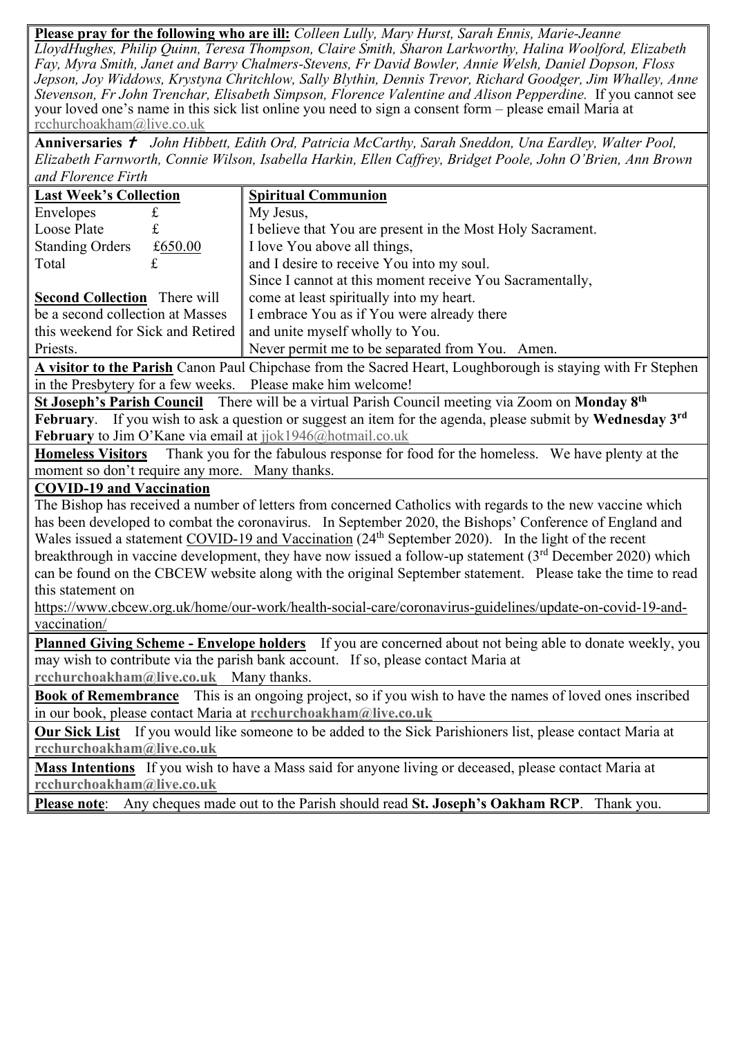**Please pray for the following who are ill:** *Colleen Lully, Mary Hurst, Sarah Ennis, Marie-Jeanne LloydHughes, Philip Quinn, Teresa Thompson, Claire Smith, Sharon Larkworthy, Halina Woolford, Elizabeth Fay, Myra Smith, Janet and Barry Chalmers-Stevens, Fr David Bowler, Annie Welsh, Daniel Dopson, Floss Jepson, Joy Widdows, Krystyna Chritchlow, Sally Blythin, Dennis Trevor, Richard Goodger, Jim Whalley, Anne Stevenson, Fr John Trenchar, Elisabeth Simpson, Florence Valentine and Alison Pepperdine.* If you cannot see your loved one's name in this sick list online you need to sign a consent form – please email Maria at rcchurchoakham@live.co.uk

**Anniversaries** ✝ *John Hibbett, Edith Ord, Patricia McCarthy, Sarah Sneddon, Una Eardley, Walter Pool, Elizabeth Farnworth, Connie Wilson, Isabella Harkin, Ellen Caffrey, Bridget Poole, John O'Brien, Ann Brown and Florence Firth*

**Last Week's Collection**

| | |
|---|---|
| Envelopes | £ |
| Loose Plate | £ |
| Standing Orders | £650.00 |
| Total | £ |

**Second Collection** There will be a second collection at Masses this weekend for Sick and Retired Priests.

**Spiritual Communion**

My Jesus,
I believe that You are present in the Most Holy Sacrament.
I love You above all things,
and I desire to receive You into my soul.
Since I cannot at this moment receive You Sacramentally,
come at least spiritually into my heart.
I embrace You as if You were already there
and unite myself wholly to You.
Never permit me to be separated from You. Amen.

**A visitor to the Parish** Canon Paul Chipchase from the Sacred Heart, Loughborough is staying with Fr Stephen in the Presbytery for a few weeks. Please make him welcome!

**St Joseph's Parish Council** There will be a virtual Parish Council meeting via Zoom on **Monday 8th February**. If you wish to ask a question or suggest an item for the agenda, please submit by **Wednesday 3rd February** to Jim O'Kane via email at jjok1946@hotmail.co.uk

**Homeless Visitors** Thank you for the fabulous response for food for the homeless. We have plenty at the moment so don't require any more. Many thanks.

**COVID-19 and Vaccination**

The Bishop has received a number of letters from concerned Catholics with regards to the new vaccine which has been developed to combat the coronavirus. In September 2020, the Bishops' Conference of England and Wales issued a statement COVID-19 and Vaccination (24th September 2020). In the light of the recent breakthrough in vaccine development, they have now issued a follow-up statement (3rd December 2020) which can be found on the CBCEW website along with the original September statement. Please take the time to read this statement on https://www.cbcew.org.uk/home/our-work/health-social-care/coronavirus-guidelines/update-on-covid-19-and-vaccination/

**Planned Giving Scheme - Envelope holders** If you are concerned about not being able to donate weekly, you may wish to contribute via the parish bank account. If so, please contact Maria at **rcchurchoakham@live.co.uk** Many thanks.

**Book of Remembrance** This is an ongoing project, so if you wish to have the names of loved ones inscribed in our book, please contact Maria at **rcchurchoakham@live.co.uk**

**Our Sick List** If you would like someone to be added to the Sick Parishioners list, please contact Maria at **rcchurchoakham@live.co.uk**

**Mass Intentions** If you wish to have a Mass said for anyone living or deceased, please contact Maria at **rcchurchoakham@live.co.uk**

**Please note**: Any cheques made out to the Parish should read **St. Joseph's Oakham RCP**. Thank you.